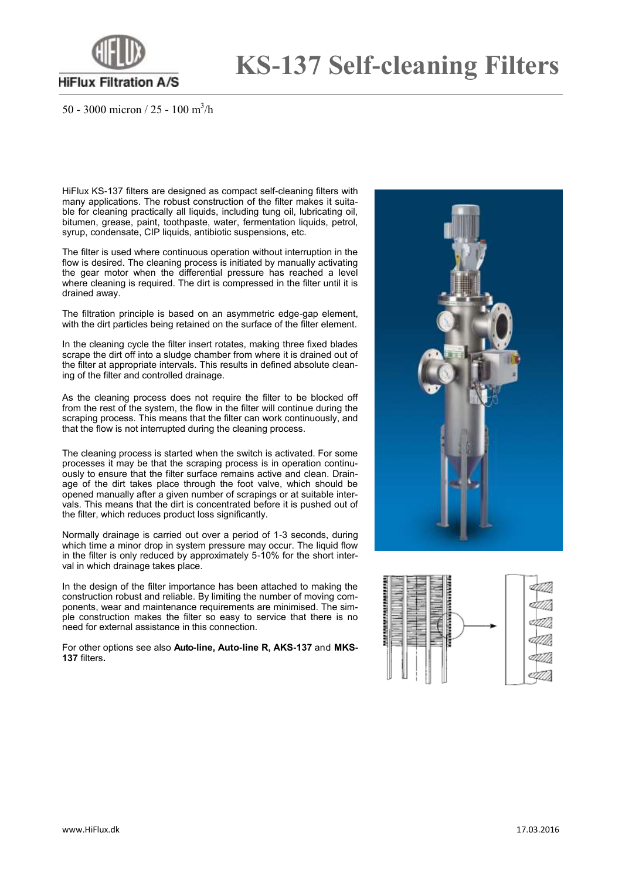# KS-137 Self-cleaning Filters

50 - 3000 micron / 25 - 100 $m^3$/h

HiFlux KS-137 filters are designed as compact self-cleaning filters with many applications. The robust construction of the filter makes it suitable for cleaning practically all liquids, including tung oil, lubricating oil, bitumen, grease, paint, toothpaste, water, fermentation liquids, petrol, syrup, condensate, CIP liquids, antibiotic suspensions, etc.

The filter is used where continuous operation without interruption in the flow is desired. The cleaning process is initiated by manually activating the gear motor when the differential pressure has reached a level where cleaning is required. The dirt is compressed in the filter until it is drained away.

The filtration principle is based on an asymmetric edge-gap element, with the dirt particles being retained on the surface of the filter element.

In the cleaning cycle the filter insert rotates, making three fixed blades scrape the dirt off into a sludge chamber from where it is drained out of the filter at appropriate intervals. This results in defined absolute cleaning of the filter and controlled drainage.

As the cleaning process does not require the filter to be blocked off from the rest of the system, the flow in the filter will continue during the scraping process. This means that the filter can work continuously, and that the flow is not interrupted during the cleaning process.

The cleaning process is started when the switch is activated. For some processes it may be that the scraping process is in operation continuously to ensure that the filter surface remains active and clean. Drainage of the dirt takes place through the foot valve, which should be opened manually after a given number of scrapings or at suitable intervals. This means that the dirt is concentrated before it is pushed out of the filter, which reduces product loss significantly.

Normally drainage is carried out over a period of 1-3 seconds, during which time a minor drop in system pressure may occur. The liquid flow in the filter is only reduced by approximately 5-10% for the short interval in which drainage takes place.

In the design of the filter importance has been attached to making the construction robust and reliable. By limiting the number of moving components, wear and maintenance requirements are minimised. The simple construction makes the filter so easy to service that there is no need for external assistance in this connection.

For other options see also **Auto-line, Auto-line R, AKS-137** and **MKS-137** filters**.**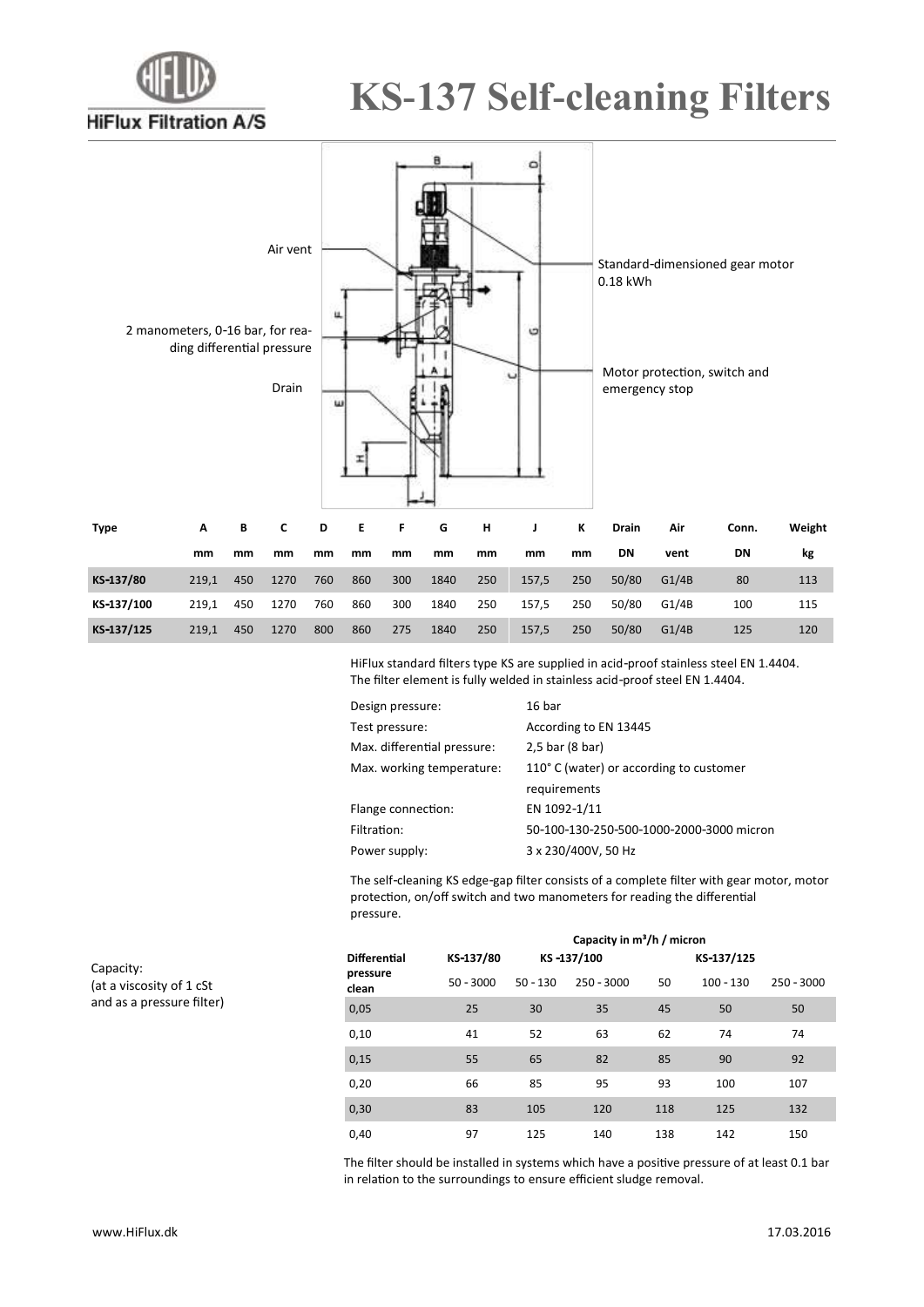# KS-137 Self-cleaning Filters

HiFlux Filtration A/S

Air vent

2 manometers, 0-16 bar, for reading differential pressure

Drain

Standard-dimensioned gear motor 0.18 kWh

Motor protection, switch and emergency stop

| Type | A | B | C | D | E | F | G | H | J | K | Drain | Air | Conn. | Weight |
|---|---|---|---|---|---|---|---|---|---|---|---|---|---|---|
| | mm | mm | mm | mm | mm | mm | mm | mm | mm | mm | DN | vent | DN | kg |
| KS-137/80 | 219,1 | 450 | 1270 | 760 | 860 | 300 | 1840 | 250 | 157,5 | 250 | 50/80 | G1/4B | 80 | 113 |
| KS-137/100 | 219,1 | 450 | 1270 | 760 | 860 | 300 | 1840 | 250 | 157,5 | 250 | 50/80 | G1/4B | 100 | 115 |
| KS-137/125 | 219,1 | 450 | 1270 | 800 | 860 | 275 | 1840 | 250 | 157,5 | 250 | 50/80 | G1/4B | 125 | 120 |

HiFlux standard filters type KS are supplied in acid-proof stainless steel EN 1.4404. The filter element is fully welded in stainless acid-proof steel EN 1.4404.

| | |
|---|---|
| Design pressure: | 16 bar |
| Test pressure: | According to EN 13445 |
| Max. differential pressure: | 2,5 bar (8 bar) |
| Max. working temperature: | 110° C (water) or according to customer requirements |
| Flange connection: | EN 1092-1/11 |
| Filtration: | 50-100-130-250-500-1000-2000-3000 micron |
| Power supply: | 3 x 230/400V, 50 Hz |

The self-cleaning KS edge-gap filter consists of a complete filter with gear motor, motor protection, on/off switch and two manometers for reading the differential pressure.

Capacity:
(at a viscosity of 1 cSt and as a pressure filter)

| Differential pressure clean | Capacity in m³/h / micron | | | | | |
|---|---|---|---|---|---|---|
| | KS-137/80 | KS -137/100 | | KS-137/125 | | |
| | 50 - 3000 | 50 - 130 | 250 - 3000 | 50 | 100 - 130 | 250 - 3000 |
| 0,05 | 25 | 30 | 35 | 45 | 50 | 50 |
| 0,10 | 41 | 52 | 63 | 62 | 74 | 74 |
| 0,15 | 55 | 65 | 82 | 85 | 90 | 92 |
| 0,20 | 66 | 85 | 95 | 93 | 100 | 107 |
| 0,30 | 83 | 105 | 120 | 118 | 125 | 132 |
| 0,40 | 97 | 125 | 140 | 138 | 142 | 150 |

The filter should be installed in systems which have a positive pressure of at least 0.1 bar in relation to the surroundings to ensure efficient sludge removal.

www.HiFlux.dk

17.03.2016